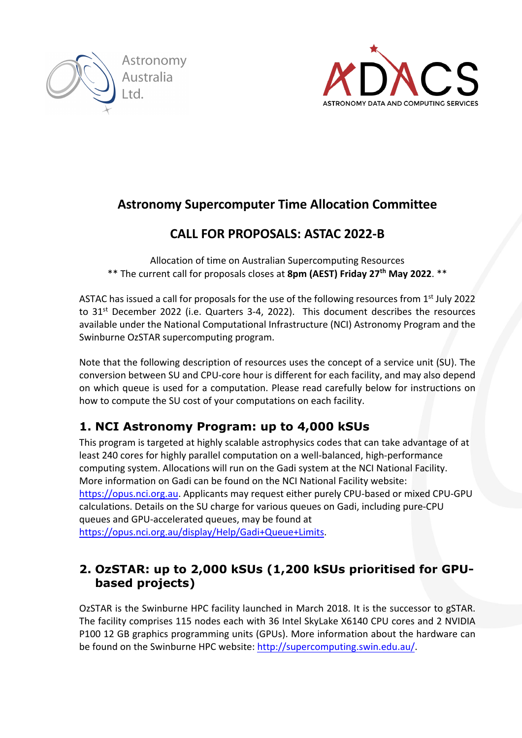Astronomy Australia Ltd.

ADACS
ASTRONOMY DATA AND COMPUTING SERVICES

## Astronomy Supercomputer Time Allocation Committee

## CALL FOR PROPOSALS: ASTAC 2022-B

Allocation of time on Australian Supercomputing Resources
** The current call for proposals closes at **8pm (AEST) Friday 27th May 2022**. **

ASTAC has issued a call for proposals for the use of the following resources from 1st July 2022 to 31st December 2022 (i.e. Quarters 3-4, 2022). This document describes the resources available under the National Computational Infrastructure (NCI) Astronomy Program and the Swinburne OzSTAR supercomputing program.

Note that the following description of resources uses the concept of a service unit (SU). The conversion between SU and CPU-core hour is different for each facility, and may also depend on which queue is used for a computation. Please read carefully below for instructions on how to compute the SU cost of your computations on each facility.

### 1. NCI Astronomy Program: up to 4,000 kSUs

This program is targeted at highly scalable astrophysics codes that can take advantage of at least 240 cores for highly parallel computation on a well-balanced, high-performance computing system. Allocations will run on the Gadi system at the NCI National Facility. More information on Gadi can be found on the NCI National Facility website: https://opus.nci.org.au. Applicants may request either purely CPU-based or mixed CPU-GPU calculations. Details on the SU charge for various queues on Gadi, including pure-CPU queues and GPU-accelerated queues, may be found at https://opus.nci.org.au/display/Help/Gadi+Queue+Limits.

### 2. OzSTAR: up to 2,000 kSUs (1,200 kSUs prioritised for GPU-based projects)

OzSTAR is the Swinburne HPC facility launched in March 2018. It is the successor to gSTAR. The facility comprises 115 nodes each with 36 Intel SkyLake X6140 CPU cores and 2 NVIDIA P100 12 GB graphics programming units (GPUs). More information about the hardware can be found on the Swinburne HPC website: http://supercomputing.swin.edu.au/.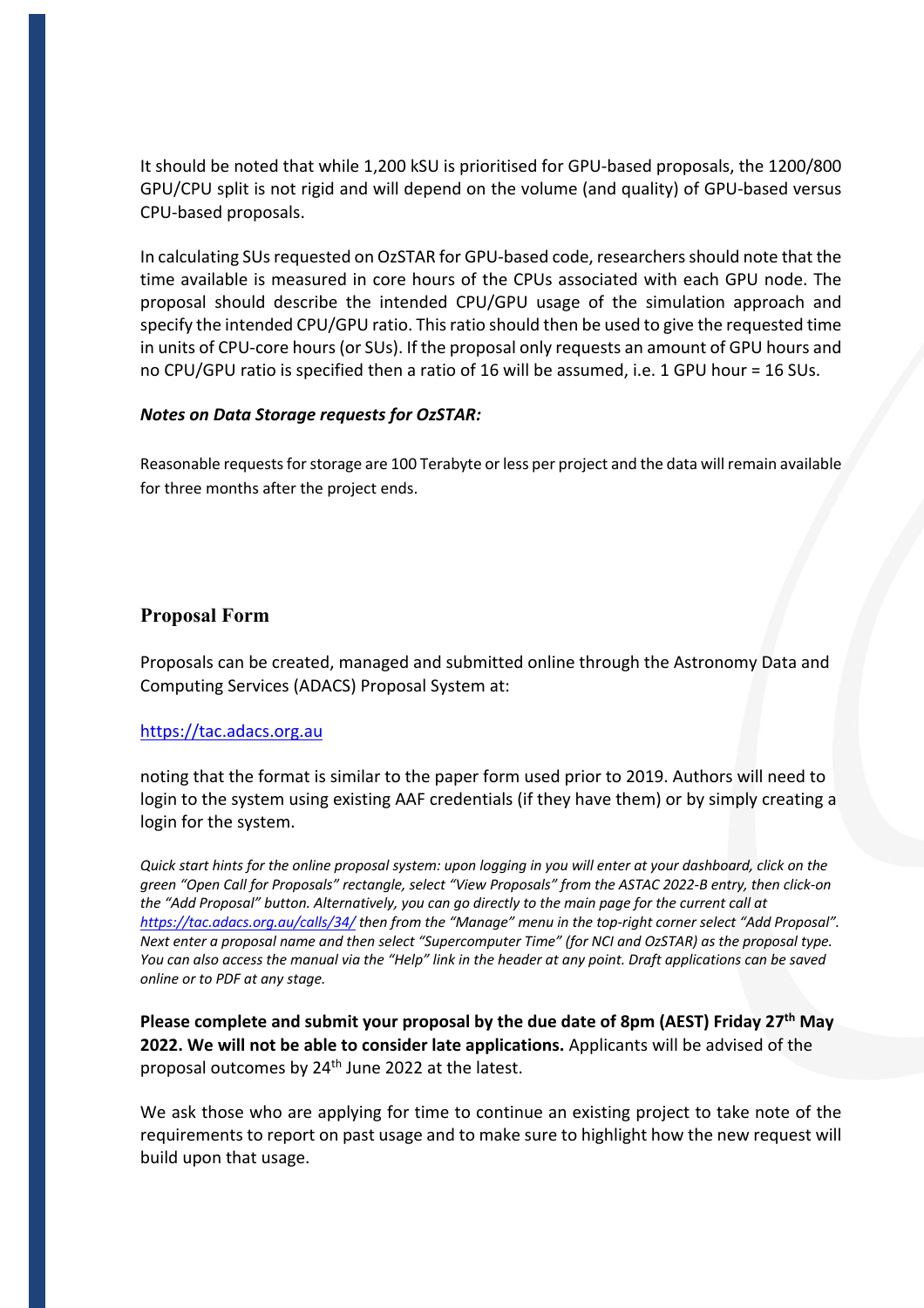It should be noted that while 1,200 kSU is prioritised for GPU-based proposals, the 1200/800 GPU/CPU split is not rigid and will depend on the volume (and quality) of GPU-based versus CPU-based proposals.

In calculating SUs requested on OzSTAR for GPU-based code, researchers should note that the time available is measured in core hours of the CPUs associated with each GPU node. The proposal should describe the intended CPU/GPU usage of the simulation approach and specify the intended CPU/GPU ratio. This ratio should then be used to give the requested time in units of CPU-core hours (or SUs). If the proposal only requests an amount of GPU hours and no CPU/GPU ratio is specified then a ratio of 16 will be assumed, i.e. 1 GPU hour = 16 SUs.

***Notes on Data Storage requests for OzSTAR:***

Reasonable requests for storage are 100 Terabyte or less per project and the data will remain available for three months after the project ends.

## Proposal Form

Proposals can be created, managed and submitted online through the Astronomy Data and Computing Services (ADACS) Proposal System at:

https://tac.adacs.org.au

noting that the format is similar to the paper form used prior to 2019. Authors will need to login to the system using existing AAF credentials (if they have them) or by simply creating a login for the system.

*Quick start hints for the online proposal system: upon logging in you will enter at your dashboard, click on the green "Open Call for Proposals" rectangle, select "View Proposals" from the ASTAC 2022-B entry, then click-on the "Add Proposal" button. Alternatively, you can go directly to the main page for the current call at https://tac.adacs.org.au/calls/34/ then from the "Manage" menu in the top-right corner select "Add Proposal". Next enter a proposal name and then select "Supercomputer Time" (for NCI and OzSTAR) as the proposal type. You can also access the manual via the "Help" link in the header at any point. Draft applications can be saved online or to PDF at any stage.*

**Please complete and submit your proposal by the due date of 8pm (AEST) Friday 27th May 2022. We will not be able to consider late applications.** Applicants will be advised of the proposal outcomes by 24th June 2022 at the latest.

We ask those who are applying for time to continue an existing project to take note of the requirements to report on past usage and to make sure to highlight how the new request will build upon that usage.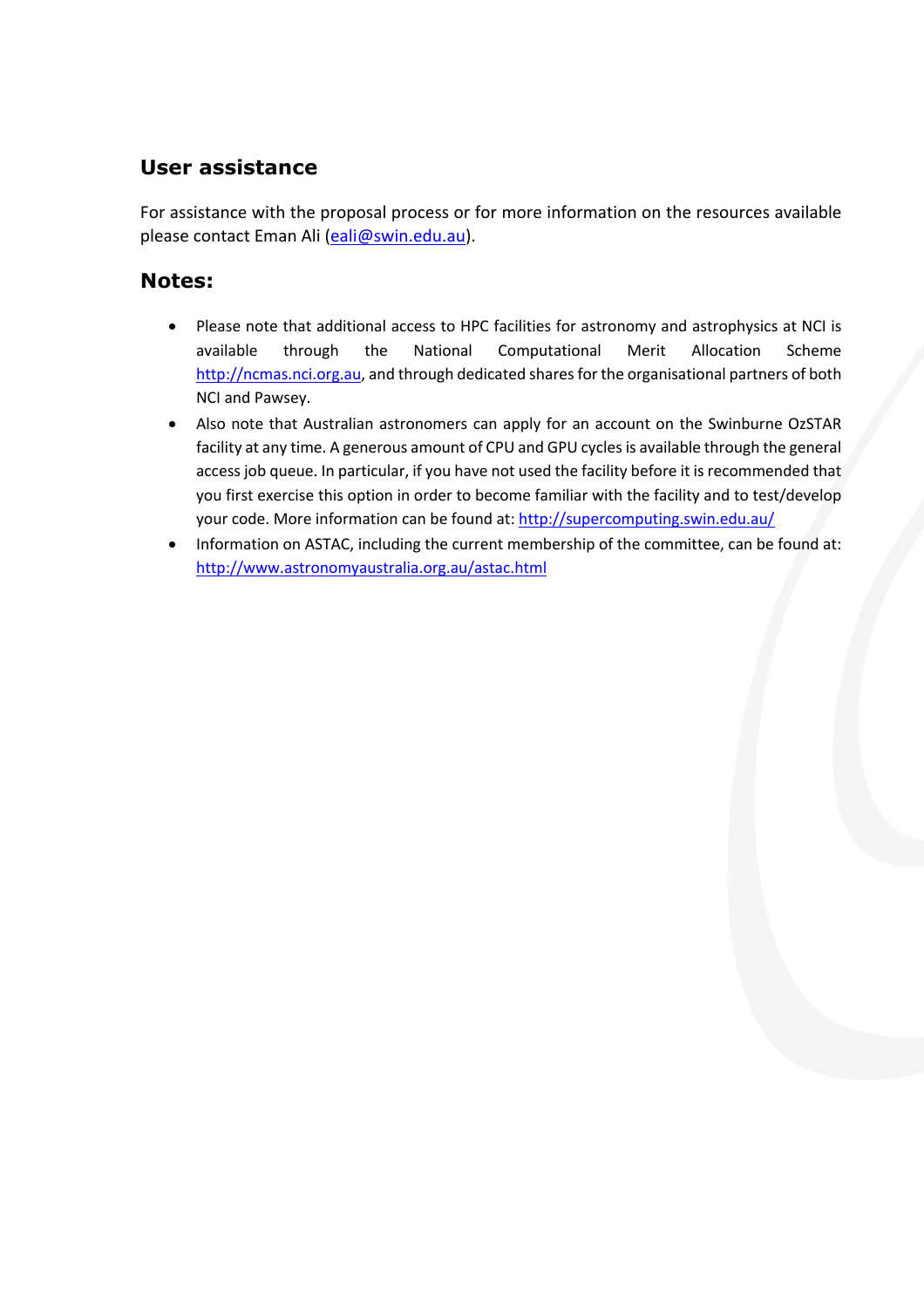## User assistance

For assistance with the proposal process or for more information on the resources available please contact Eman Ali (eali@swin.edu.au).

## Notes:

- Please note that additional access to HPC facilities for astronomy and astrophysics at NCI is available through the National Computational Merit Allocation Scheme http://ncmas.nci.org.au, and through dedicated shares for the organisational partners of both NCI and Pawsey.
- Also note that Australian astronomers can apply for an account on the Swinburne OzSTAR facility at any time. A generous amount of CPU and GPU cycles is available through the general access job queue. In particular, if you have not used the facility before it is recommended that you first exercise this option in order to become familiar with the facility and to test/develop your code. More information can be found at: http://supercomputing.swin.edu.au/
- Information on ASTAC, including the current membership of the committee, can be found at: http://www.astronomyaustralia.org.au/astac.html